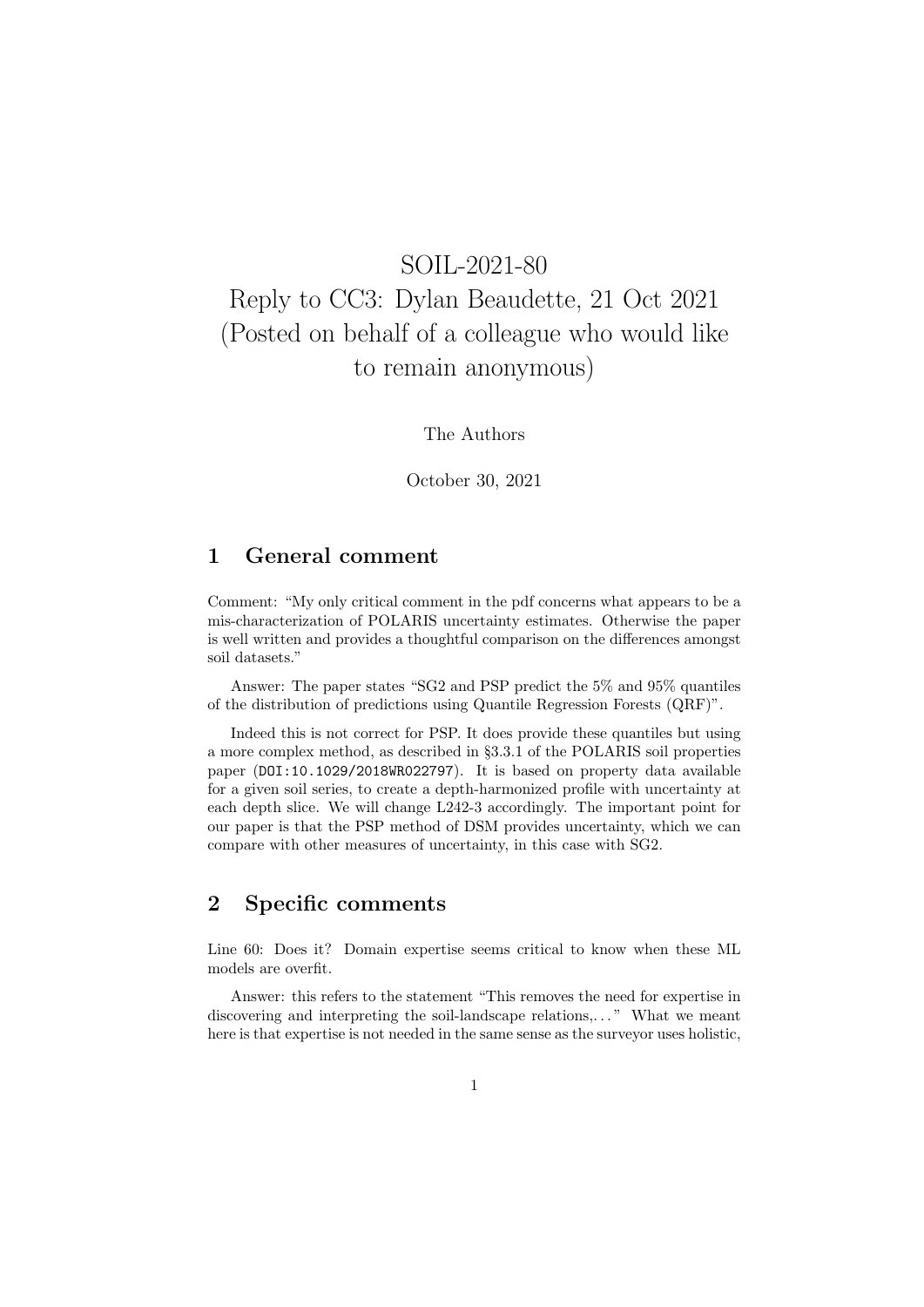# SOIL-2021-80
# Reply to CC3: Dylan Beaudette, 21 Oct 2021 (Posted on behalf of a colleague who would like to remain anonymous)

The Authors

October 30, 2021

## 1 General comment

Comment: "My only critical comment in the pdf concerns what appears to be a mis-characterization of POLARIS uncertainty estimates. Otherwise the paper is well written and provides a thoughtful comparison on the differences amongst soil datasets."

Answer: The paper states "SG2 and PSP predict the 5% and 95% quantiles of the distribution of predictions using Quantile Regression Forests (QRF)".

Indeed this is not correct for PSP. It does provide these quantiles but using a more complex method, as described in §3.3.1 of the POLARIS soil properties paper (`DOI:10.1029/2018WR022797`). It is based on property data available for a given soil series, to create a depth-harmonized profile with uncertainty at each depth slice. We will change L242-3 accordingly. The important point for our paper is that the PSP method of DSM provides uncertainty, which we can compare with other measures of uncertainty, in this case with SG2.

## 2 Specific comments

Line 60: Does it? Domain expertise seems critical to know when these ML models are overfit.

Answer: this refers to the statement "This removes the need for expertise in discovering and interpreting the soil-landscape relations,. . . " What we meant here is that expertise is not needed in the same sense as the surveyor uses holistic,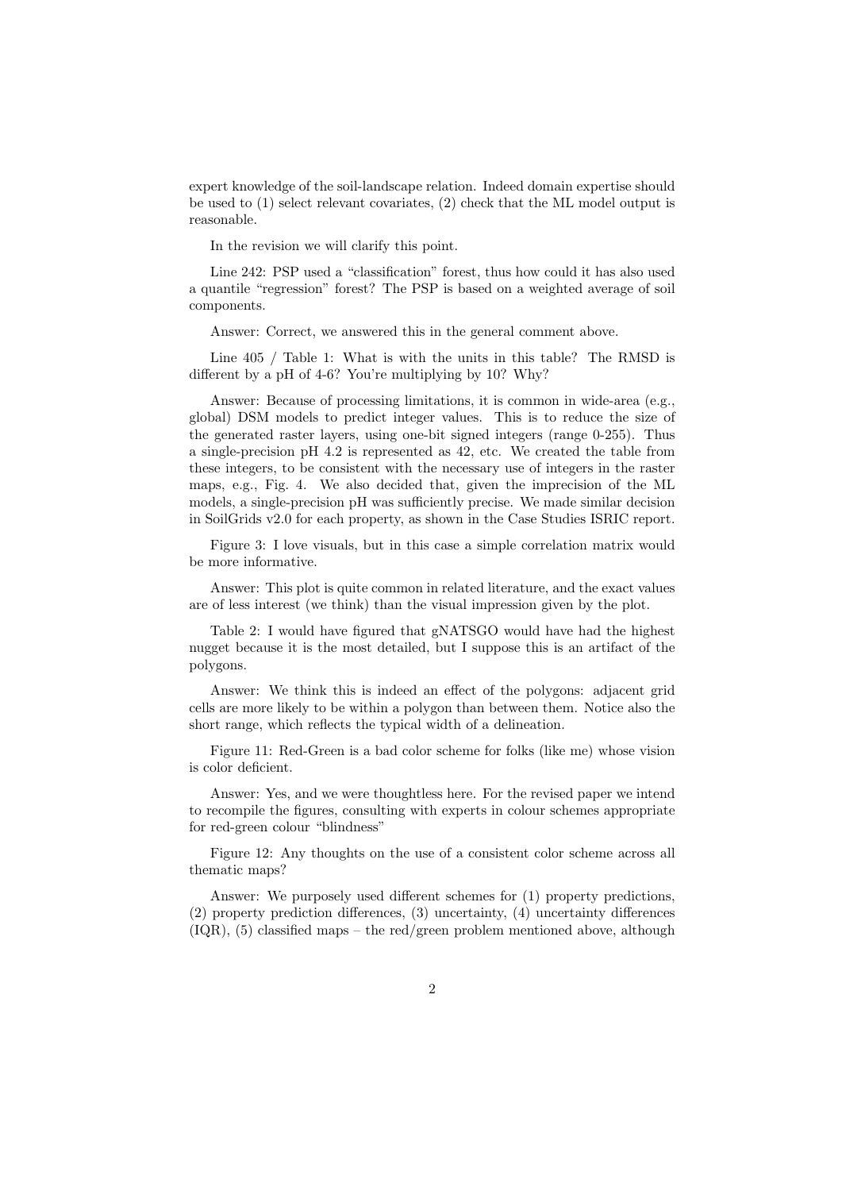expert knowledge of the soil-landscape relation. Indeed domain expertise should be used to (1) select relevant covariates, (2) check that the ML model output is reasonable.

In the revision we will clarify this point.

Line 242: PSP used a "classification" forest, thus how could it has also used a quantile "regression" forest? The PSP is based on a weighted average of soil components.

Answer: Correct, we answered this in the general comment above.

Line 405 / Table 1: What is with the units in this table? The RMSD is different by a pH of 4-6? You're multiplying by 10? Why?

Answer: Because of processing limitations, it is common in wide-area (e.g., global) DSM models to predict integer values. This is to reduce the size of the generated raster layers, using one-bit signed integers (range 0-255). Thus a single-precision pH 4.2 is represented as 42, etc. We created the table from these integers, to be consistent with the necessary use of integers in the raster maps, e.g., Fig. 4. We also decided that, given the imprecision of the ML models, a single-precision pH was sufficiently precise. We made similar decision in SoilGrids v2.0 for each property, as shown in the Case Studies ISRIC report.

Figure 3: I love visuals, but in this case a simple correlation matrix would be more informative.

Answer: This plot is quite common in related literature, and the exact values are of less interest (we think) than the visual impression given by the plot.

Table 2: I would have figured that gNATSGO would have had the highest nugget because it is the most detailed, but I suppose this is an artifact of the polygons.

Answer: We think this is indeed an effect of the polygons: adjacent grid cells are more likely to be within a polygon than between them. Notice also the short range, which reflects the typical width of a delineation.

Figure 11: Red-Green is a bad color scheme for folks (like me) whose vision is color deficient.

Answer: Yes, and we were thoughtless here. For the revised paper we intend to recompile the figures, consulting with experts in colour schemes appropriate for red-green colour "blindness"

Figure 12: Any thoughts on the use of a consistent color scheme across all thematic maps?

Answer: We purposely used different schemes for (1) property predictions, (2) property prediction differences, (3) uncertainty, (4) uncertainty differences (IQR), (5) classified maps – the red/green problem mentioned above, although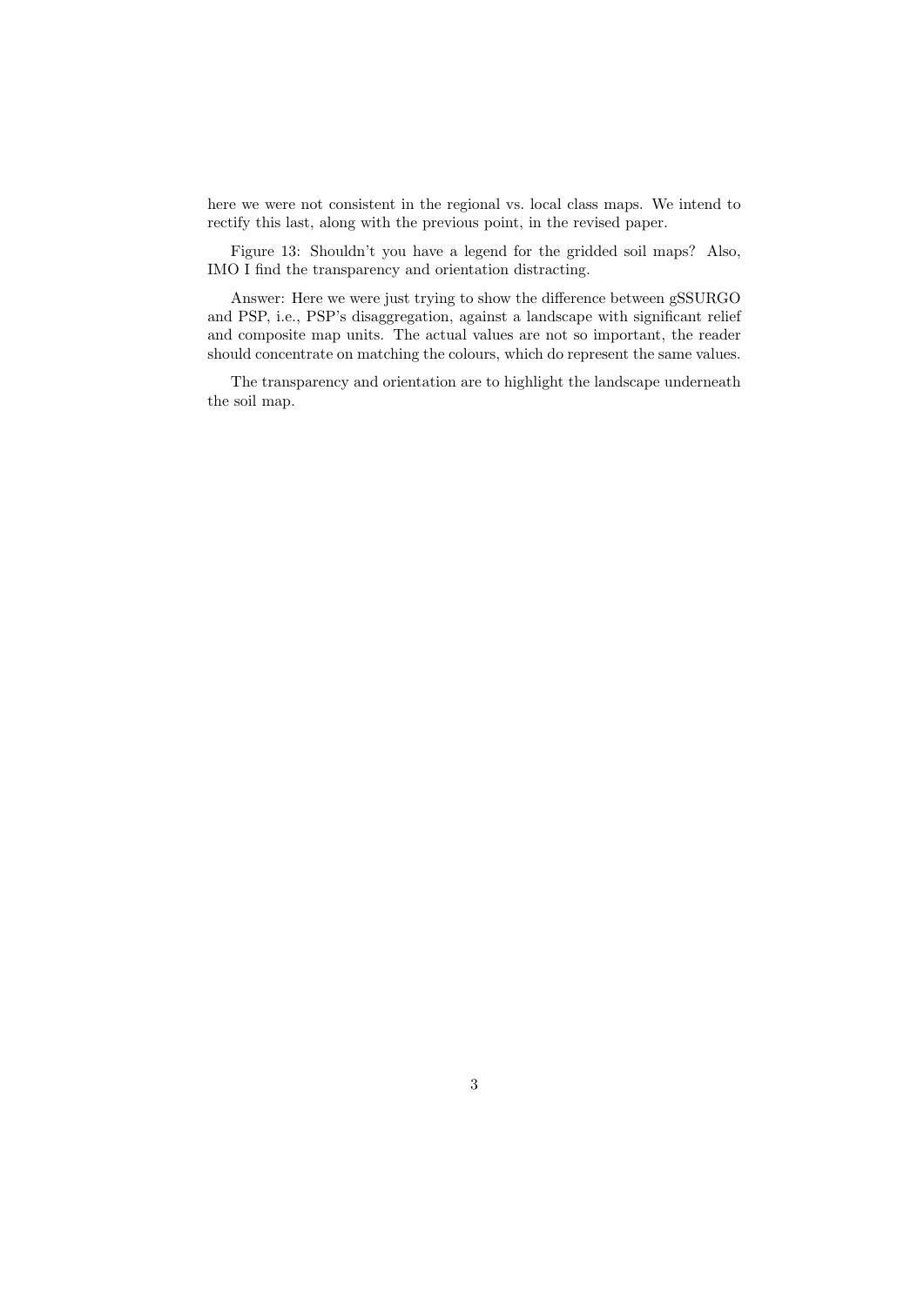here we were not consistent in the regional vs. local class maps. We intend to rectify this last, along with the previous point, in the revised paper.

Figure 13: Shouldn't you have a legend for the gridded soil maps? Also, IMO I find the transparency and orientation distracting.

Answer: Here we were just trying to show the difference between gSSURGO and PSP, i.e., PSP's disaggregation, against a landscape with significant relief and composite map units. The actual values are not so important, the reader should concentrate on matching the colours, which do represent the same values.

The transparency and orientation are to highlight the landscape underneath the soil map.